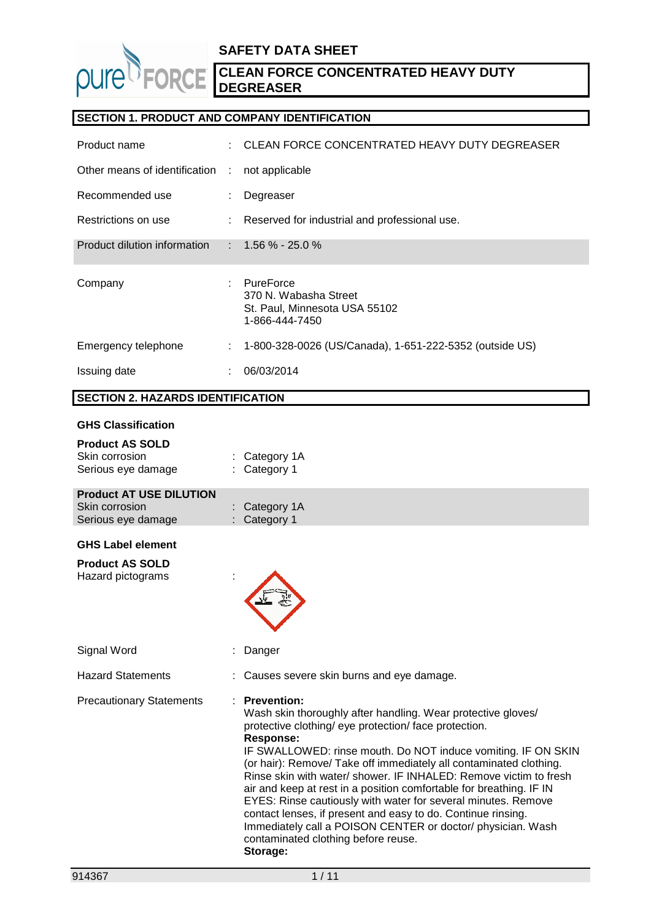# SAFETY DATA SHEET

## CLEAN FORCE CONCENTRATED HEAVY DUTY DEGREASER

## SECTION 1. PRODUCT AND COMPANY IDENTIFICATION

| | | |
|---|---|---|
| Product name | : | CLEAN FORCE CONCENTRATED HEAVY DUTY DEGREASER |
| Other means of identification | : | not applicable |
| Recommended use | : | Degreaser |
| Restrictions on use | : | Reserved for industrial and professional use. |
| Product dilution information | : | 1.56 % - 25.0 % |
| Company | : | PureForce<br>370 N. Wabasha Street<br>St. Paul, Minnesota USA 55102<br>1-866-444-7450 |
| Emergency telephone | : | 1-800-328-0026 (US/Canada), 1-651-222-5352 (outside US) |
| Issuing date | : | 06/03/2014 |

## SECTION 2. HAZARDS IDENTIFICATION

### GHS Classification

**Product AS SOLD**

| | | |
|---|---|---|
| Skin corrosion | : | Category 1A |
| Serious eye damage | : | Category 1 |

**Product AT USE DILUTION**

| | | |
|---|---|---|
| Skin corrosion | : | Category 1A |
| Serious eye damage | : | Category 1 |

### GHS Label element

**Product AS SOLD**

Hazard pictograms :

Signal Word : Danger

Hazard Statements : Causes severe skin burns and eye damage.

Precautionary Statements :

**Prevention:**
Wash skin thoroughly after handling. Wear protective gloves/ protective clothing/ eye protection/ face protection.

**Response:**
IF SWALLOWED: rinse mouth. Do NOT induce vomiting. IF ON SKIN (or hair): Remove/ Take off immediately all contaminated clothing. Rinse skin with water/ shower. IF INHALED: Remove victim to fresh air and keep at rest in a position comfortable for breathing. IF IN EYES: Rinse cautiously with water for several minutes. Remove contact lenses, if present and easy to do. Continue rinsing. Immediately call a POISON CENTER or doctor/ physician. Wash contaminated clothing before reuse.

**Storage:**

914367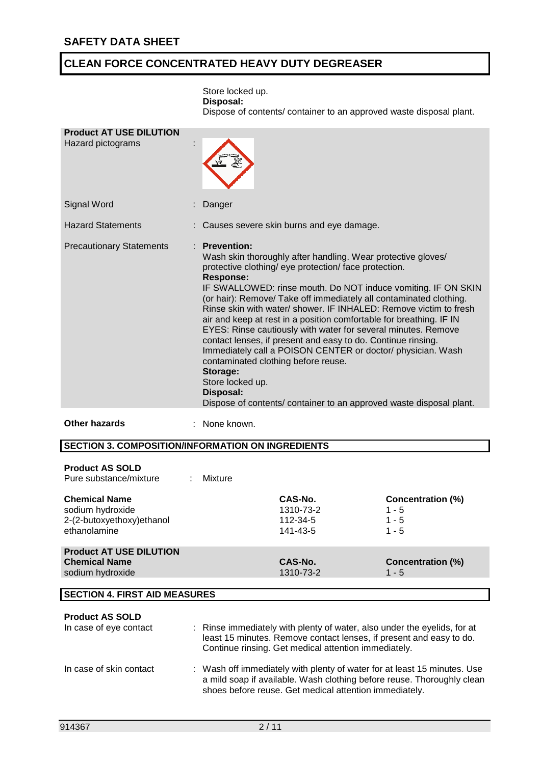Store locked up.
**Disposal:**
Dispose of contents/ container to an approved waste disposal plant.

**Product AT USE DILUTION**

Hazard pictograms :

Signal Word : Danger

Hazard Statements : Causes severe skin burns and eye damage.

Precautionary Statements : **Prevention:**
Wash skin thoroughly after handling. Wear protective gloves/ protective clothing/ eye protection/ face protection.
**Response:**
IF SWALLOWED: rinse mouth. Do NOT induce vomiting. IF ON SKIN (or hair): Remove/ Take off immediately all contaminated clothing. Rinse skin with water/ shower. IF INHALED: Remove victim to fresh air and keep at rest in a position comfortable for breathing. IF IN EYES: Rinse cautiously with water for several minutes. Remove contact lenses, if present and easy to do. Continue rinsing. Immediately call a POISON CENTER or doctor/ physician. Wash contaminated clothing before reuse.
**Storage:**
Store locked up.
**Disposal:**
Dispose of contents/ container to an approved waste disposal plant.

**Other hazards** : None known.

## SECTION 3. COMPOSITION/INFORMATION ON INGREDIENTS

**Product AS SOLD**

Pure substance/mixture : Mixture

| Chemical Name | CAS-No. | Concentration (%) |
| --- | --- | --- |
| sodium hydroxide | 1310-73-2 | 1 - 5 |
| 2-(2-butoxyethoxy)ethanol | 112-34-5 | 1 - 5 |
| ethanolamine | 141-43-5 | 1 - 5 |

**Product AT USE DILUTION**

| Chemical Name | CAS-No. | Concentration (%) |
| --- | --- | --- |
| sodium hydroxide | 1310-73-2 | 1 - 5 |

## SECTION 4. FIRST AID MEASURES

**Product AS SOLD**

In case of eye contact : Rinse immediately with plenty of water, also under the eyelids, for at least 15 minutes. Remove contact lenses, if present and easy to do. Continue rinsing. Get medical attention immediately.

In case of skin contact : Wash off immediately with plenty of water for at least 15 minutes. Use a mild soap if available. Wash clothing before reuse. Thoroughly clean shoes before reuse. Get medical attention immediately.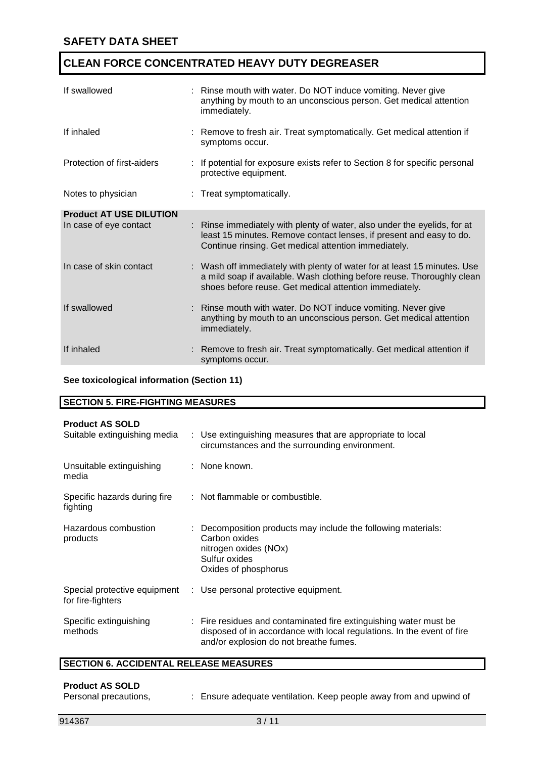| | |
|---|---|
| If swallowed | : Rinse mouth with water. Do NOT induce vomiting. Never give anything by mouth to an unconscious person. Get medical attention immediately. |
| If inhaled | : Remove to fresh air. Treat symptomatically. Get medical attention if symptoms occur. |
| Protection of first-aiders | : If potential for exposure exists refer to Section 8 for specific personal protective equipment. |
| Notes to physician | : Treat symptomatically. |

**Product AT USE DILUTION**

| | |
|---|---|
| In case of eye contact | : Rinse immediately with plenty of water, also under the eyelids, for at least 15 minutes. Remove contact lenses, if present and easy to do. Continue rinsing. Get medical attention immediately. |
| In case of skin contact | : Wash off immediately with plenty of water for at least 15 minutes. Use a mild soap if available. Wash clothing before reuse. Thoroughly clean shoes before reuse. Get medical attention immediately. |
| If swallowed | : Rinse mouth with water. Do NOT induce vomiting. Never give anything by mouth to an unconscious person. Get medical attention immediately. |
| If inhaled | : Remove to fresh air. Treat symptomatically. Get medical attention if symptoms occur. |

**See toxicological information (Section 11)**

## SECTION 5. FIRE-FIGHTING MEASURES

**Product AS SOLD**

| | |
|---|---|
| Suitable extinguishing media | : Use extinguishing measures that are appropriate to local circumstances and the surrounding environment. |
| Unsuitable extinguishing media | : None known. |
| Specific hazards during fire fighting | : Not flammable or combustible. |
| Hazardous combustion products | : Decomposition products may include the following materials:<br>Carbon oxides<br>nitrogen oxides (NOx)<br>Sulfur oxides<br>Oxides of phosphorus |
| Special protective equipment for fire-fighters | : Use personal protective equipment. |
| Specific extinguishing methods | : Fire residues and contaminated fire extinguishing water must be disposed of in accordance with local regulations. In the event of fire and/or explosion do not breathe fumes. |

## SECTION 6. ACCIDENTAL RELEASE MEASURES

**Product AS SOLD**

| | |
|---|---|
| Personal precautions, | : Ensure adequate ventilation. Keep people away from and upwind of |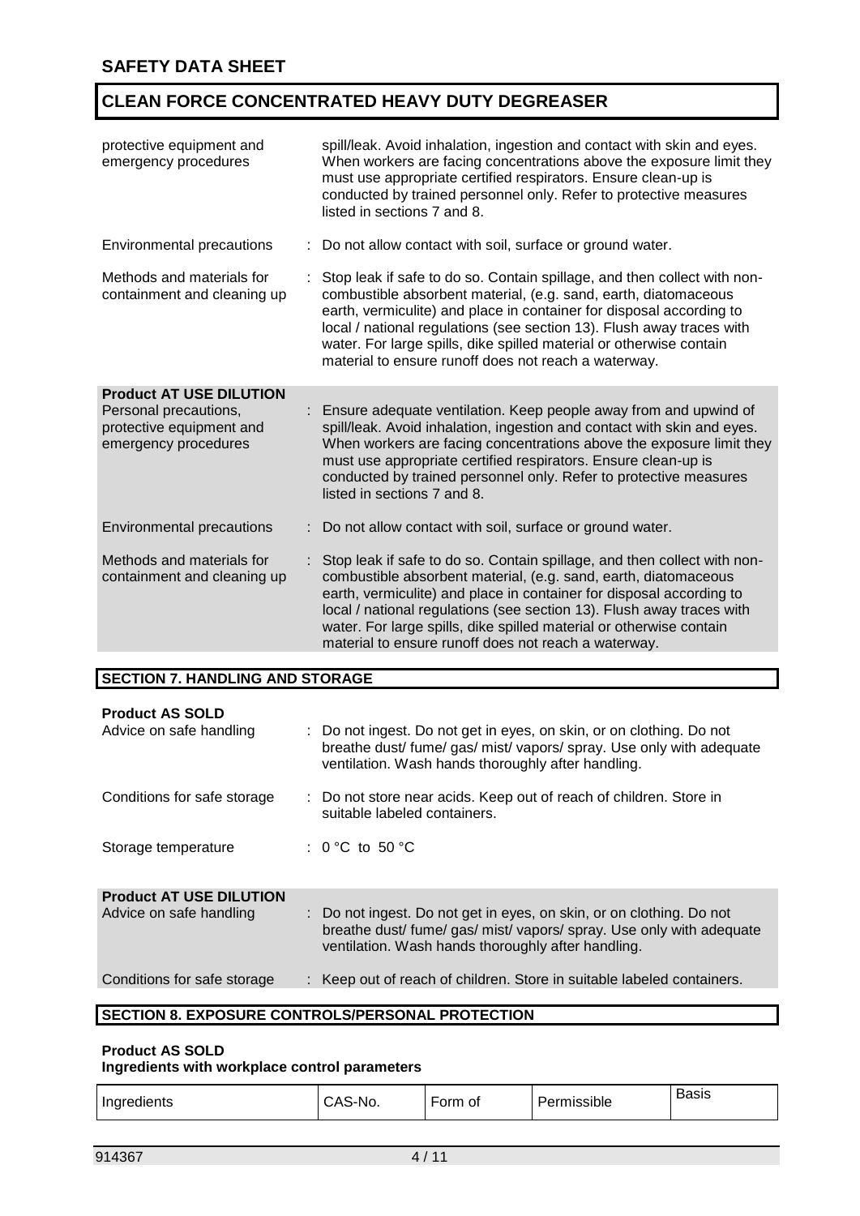| | |
|---|---|
| protective equipment and emergency procedures | spill/leak. Avoid inhalation, ingestion and contact with skin and eyes. When workers are facing concentrations above the exposure limit they must use appropriate certified respirators. Ensure clean-up is conducted by trained personnel only. Refer to protective measures listed in sections 7 and 8. |
| Environmental precautions | : Do not allow contact with soil, surface or ground water. |
| Methods and materials for containment and cleaning up | : Stop leak if safe to do so. Contain spillage, and then collect with non-combustible absorbent material, (e.g. sand, earth, diatomaceous earth, vermiculite) and place in container for disposal according to local / national regulations (see section 13). Flush away traces with water. For large spills, dike spilled material or otherwise contain material to ensure runoff does not reach a waterway. |

**Product AT USE DILUTION**

| | |
|---|---|
| Personal precautions, protective equipment and emergency procedures | : Ensure adequate ventilation. Keep people away from and upwind of spill/leak. Avoid inhalation, ingestion and contact with skin and eyes. When workers are facing concentrations above the exposure limit they must use appropriate certified respirators. Ensure clean-up is conducted by trained personnel only. Refer to protective measures listed in sections 7 and 8. |
| Environmental precautions | : Do not allow contact with soil, surface or ground water. |
| Methods and materials for containment and cleaning up | : Stop leak if safe to do so. Contain spillage, and then collect with non-combustible absorbent material, (e.g. sand, earth, diatomaceous earth, vermiculite) and place in container for disposal according to local / national regulations (see section 13). Flush away traces with water. For large spills, dike spilled material or otherwise contain material to ensure runoff does not reach a waterway. |

## SECTION 7. HANDLING AND STORAGE

**Product AS SOLD**

| | |
|---|---|
| Advice on safe handling | : Do not ingest. Do not get in eyes, on skin, or on clothing. Do not breathe dust/ fume/ gas/ mist/ vapors/ spray. Use only with adequate ventilation. Wash hands thoroughly after handling. |
| Conditions for safe storage | : Do not store near acids. Keep out of reach of children. Store in suitable labeled containers. |
| Storage temperature | : 0 °C to 50 °C |

**Product AT USE DILUTION**

| | |
|---|---|
| Advice on safe handling | : Do not ingest. Do not get in eyes, on skin, or on clothing. Do not breathe dust/ fume/ gas/ mist/ vapors/ spray. Use only with adequate ventilation. Wash hands thoroughly after handling. |
| Conditions for safe storage | : Keep out of reach of children. Store in suitable labeled containers. |

## SECTION 8. EXPOSURE CONTROLS/PERSONAL PROTECTION

**Product AS SOLD**
**Ingredients with workplace control parameters**

| Ingredients | CAS-No. | Form of | Permissible | Basis |
|---|---|---|---|---|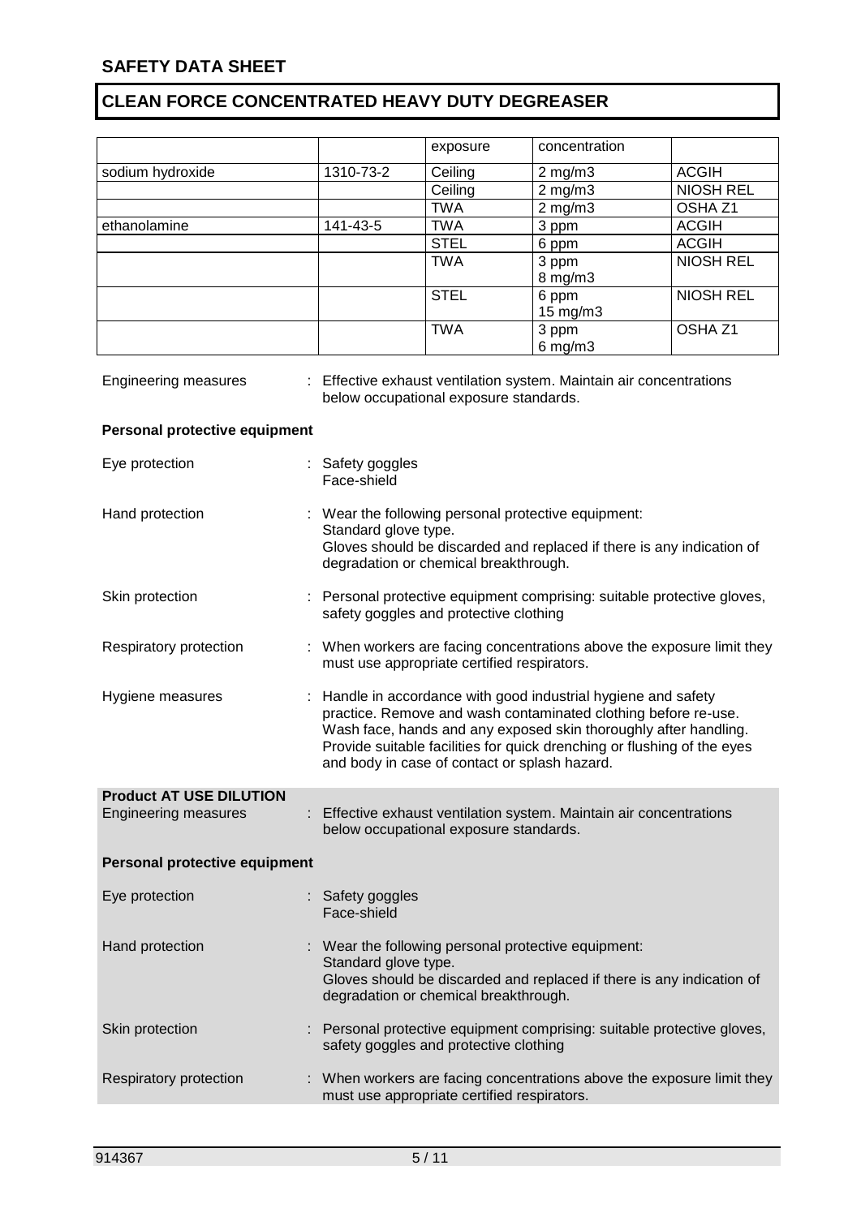| | | exposure | concentration | |
|---|---|---|---|---|
| sodium hydroxide | 1310-73-2 | Ceiling | 2 mg/m3 | ACGIH |
| | | Ceiling | 2 mg/m3 | NIOSH REL |
| | | TWA | 2 mg/m3 | OSHA Z1 |
| ethanolamine | 141-43-5 | TWA | 3 ppm | ACGIH |
| | | STEL | 6 ppm | ACGIH |
| | | TWA | 3 ppm<br>8 mg/m3 | NIOSH REL |
| | | STEL | 6 ppm<br>15 mg/m3 | NIOSH REL |
| | | TWA | 3 ppm<br>6 mg/m3 | OSHA Z1 |

Engineering measures : Effective exhaust ventilation system. Maintain air concentrations below occupational exposure standards.

**Personal protective equipment**

Eye protection : Safety goggles
Face-shield

Hand protection : Wear the following personal protective equipment:
Standard glove type.
Gloves should be discarded and replaced if there is any indication of degradation or chemical breakthrough.

Skin protection : Personal protective equipment comprising: suitable protective gloves, safety goggles and protective clothing

Respiratory protection : When workers are facing concentrations above the exposure limit they must use appropriate certified respirators.

Hygiene measures : Handle in accordance with good industrial hygiene and safety practice. Remove and wash contaminated clothing before re-use. Wash face, hands and any exposed skin thoroughly after handling. Provide suitable facilities for quick drenching or flushing of the eyes and body in case of contact or splash hazard.

**Product AT USE DILUTION**

Engineering measures : Effective exhaust ventilation system. Maintain air concentrations below occupational exposure standards.

**Personal protective equipment**

Eye protection : Safety goggles
Face-shield

Hand protection : Wear the following personal protective equipment:
Standard glove type.
Gloves should be discarded and replaced if there is any indication of degradation or chemical breakthrough.

Skin protection : Personal protective equipment comprising: suitable protective gloves, safety goggles and protective clothing

Respiratory protection : When workers are facing concentrations above the exposure limit they must use appropriate certified respirators.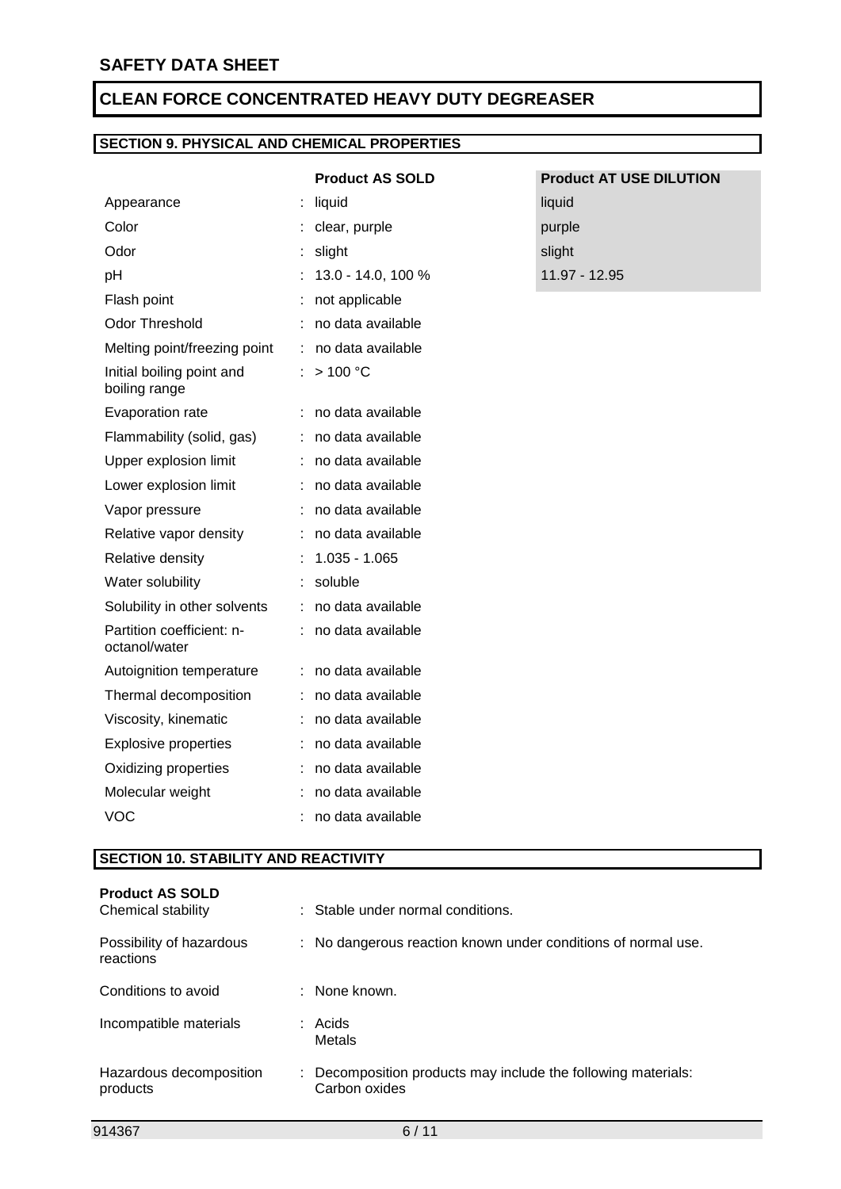## SECTION 9. PHYSICAL AND CHEMICAL PROPERTIES

| | Product AS SOLD | Product AT USE DILUTION |
|---|---|---|
| Appearance | liquid | liquid |
| Color | clear, purple | purple |
| Odor | slight | slight |
| pH | 13.0 - 14.0, 100 % | 11.97 - 12.95 |
| Flash point | not applicable | |
| Odor Threshold | no data available | |
| Melting point/freezing point | no data available | |
| Initial boiling point and boiling range | > 100 °C | |
| Evaporation rate | no data available | |
| Flammability (solid, gas) | no data available | |
| Upper explosion limit | no data available | |
| Lower explosion limit | no data available | |
| Vapor pressure | no data available | |
| Relative vapor density | no data available | |
| Relative density | 1.035 - 1.065 | |
| Water solubility | soluble | |
| Solubility in other solvents | no data available | |
| Partition coefficient: n-octanol/water | no data available | |
| Autoignition temperature | no data available | |
| Thermal decomposition | no data available | |
| Viscosity, kinematic | no data available | |
| Explosive properties | no data available | |
| Oxidizing properties | no data available | |
| Molecular weight | no data available | |
| VOC | no data available | |

## SECTION 10. STABILITY AND REACTIVITY

**Product AS SOLD**

| | |
|---|---|
| Chemical stability | Stable under normal conditions. |
| Possibility of hazardous reactions | No dangerous reaction known under conditions of normal use. |
| Conditions to avoid | None known. |
| Incompatible materials | Acids<br>Metals |
| Hazardous decomposition products | Decomposition products may include the following materials:<br>Carbon oxides |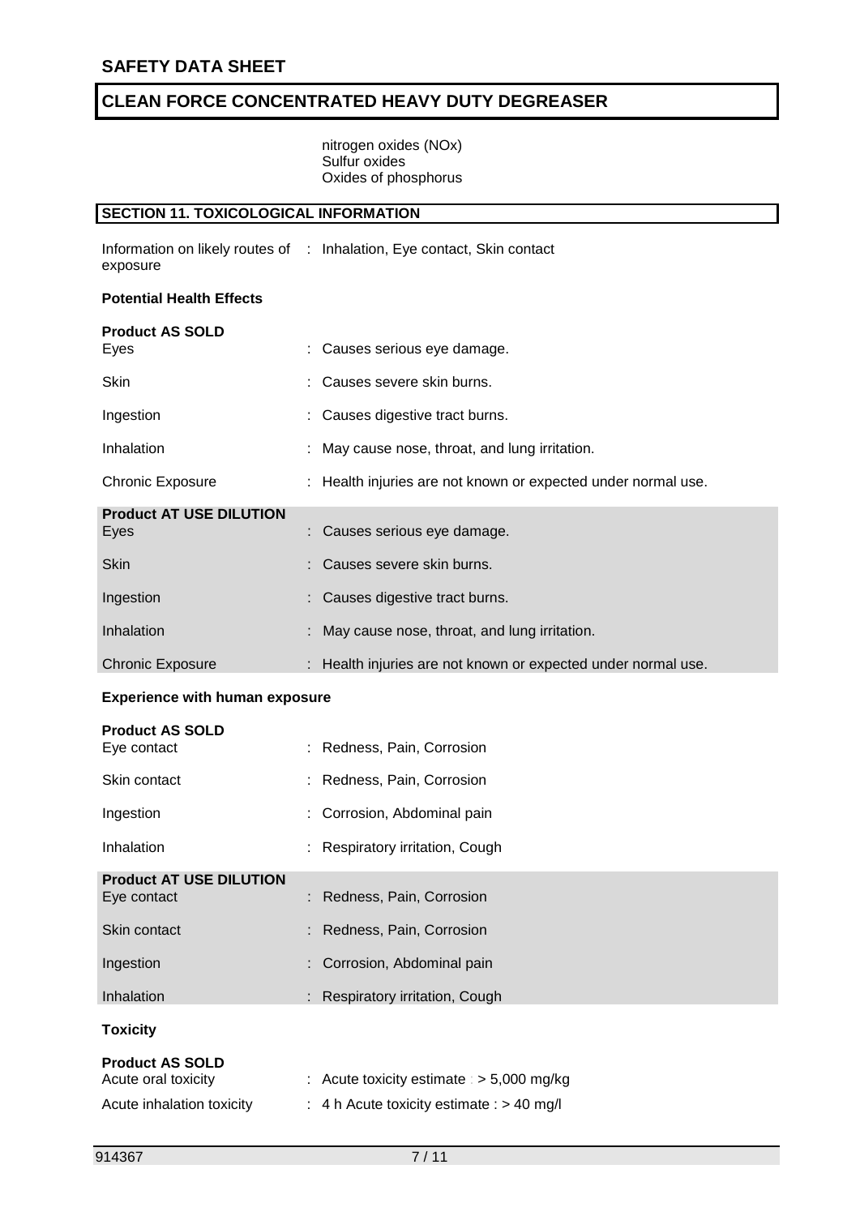nitrogen oxides (NOx)
Sulfur oxides
Oxides of phosphorus

## SECTION 11. TOXICOLOGICAL INFORMATION

| | |
|---|---|
| Information on likely routes of exposure | : Inhalation, Eye contact, Skin contact |

**Potential Health Effects**

**Product AS SOLD**

| | |
|---|---|
| Eyes | : Causes serious eye damage. |
| Skin | : Causes severe skin burns. |
| Ingestion | : Causes digestive tract burns. |
| Inhalation | : May cause nose, throat, and lung irritation. |
| Chronic Exposure | : Health injuries are not known or expected under normal use. |

**Product AT USE DILUTION**

| | |
|---|---|
| Eyes | : Causes serious eye damage. |
| Skin | : Causes severe skin burns. |
| Ingestion | : Causes digestive tract burns. |
| Inhalation | : May cause nose, throat, and lung irritation. |
| Chronic Exposure | : Health injuries are not known or expected under normal use. |

**Experience with human exposure**

**Product AS SOLD**

| | |
|---|---|
| Eye contact | : Redness, Pain, Corrosion |
| Skin contact | : Redness, Pain, Corrosion |
| Ingestion | : Corrosion, Abdominal pain |
| Inhalation | : Respiratory irritation, Cough |

**Product AT USE DILUTION**

| | |
|---|---|
| Eye contact | : Redness, Pain, Corrosion |
| Skin contact | : Redness, Pain, Corrosion |
| Ingestion | : Corrosion, Abdominal pain |
| Inhalation | : Respiratory irritation, Cough |

**Toxicity**

**Product AS SOLD**

| | |
|---|---|
| Acute oral toxicity | : Acute toxicity estimate : > 5,000 mg/kg |
| Acute inhalation toxicity | : 4 h Acute toxicity estimate : > 40 mg/l |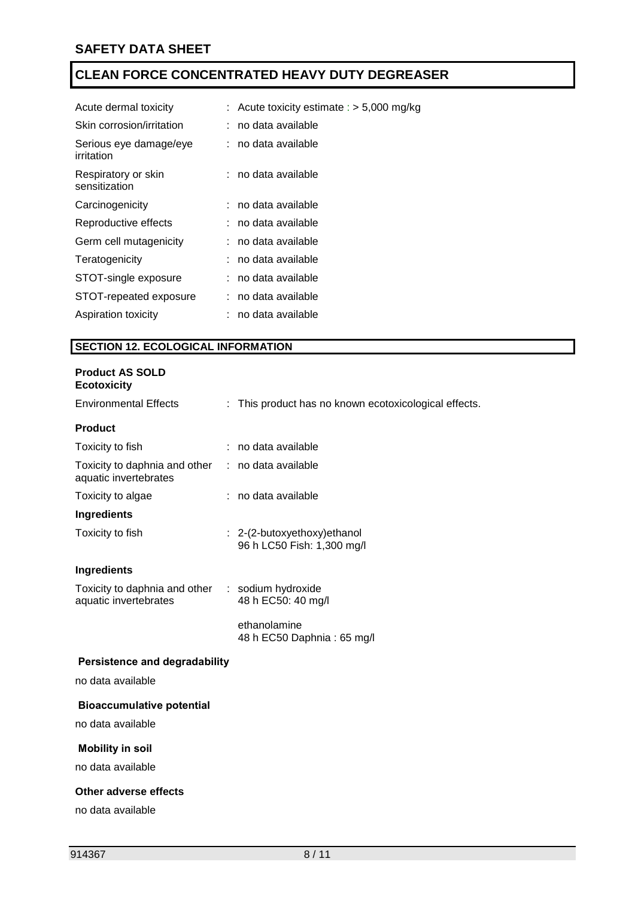| | | |
|---|---|---|
| Acute dermal toxicity | : | Acute toxicity estimate : > 5,000 mg/kg |
| Skin corrosion/irritation | : | no data available |
| Serious eye damage/eye irritation | : | no data available |
| Respiratory or skin sensitization | : | no data available |
| Carcinogenicity | : | no data available |
| Reproductive effects | : | no data available |
| Germ cell mutagenicity | : | no data available |
| Teratogenicity | : | no data available |
| STOT-single exposure | : | no data available |
| STOT-repeated exposure | : | no data available |
| Aspiration toxicity | : | no data available |

## SECTION 12. ECOLOGICAL INFORMATION

**Product AS SOLD**
**Ecotoxicity**

Environmental Effects : This product has no known ecotoxicological effects.

**Product**

Toxicity to fish : no data available

Toxicity to daphnia and other aquatic invertebrates : no data available

Toxicity to algae : no data available

**Ingredients**

Toxicity to fish : 2-(2-butoxyethoxy)ethanol
96 h LC50 Fish: 1,300 mg/l

**Ingredients**

Toxicity to daphnia and other aquatic invertebrates : sodium hydroxide
48 h EC50: 40 mg/l

ethanolamine
48 h EC50 Daphnia : 65 mg/l

**Persistence and degradability**

no data available

**Bioaccumulative potential**

no data available

**Mobility in soil**

no data available

**Other adverse effects**

no data available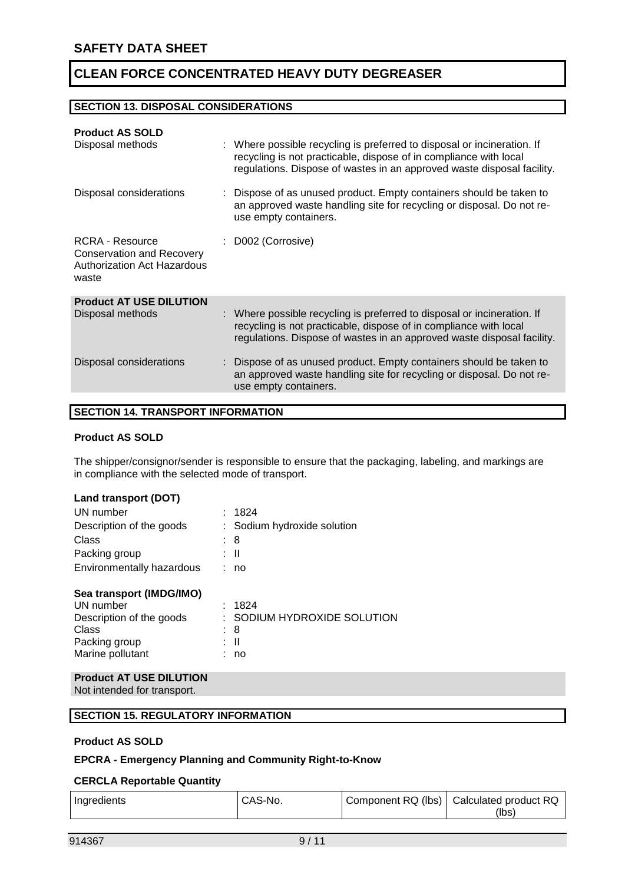## SECTION 13. DISPOSAL CONSIDERATIONS

**Product AS SOLD**

| | |
|---|---|
| Disposal methods | : Where possible recycling is preferred to disposal or incineration. If recycling is not practicable, dispose of in compliance with local regulations. Dispose of wastes in an approved waste disposal facility. |
| Disposal considerations | : Dispose of as unused product. Empty containers should be taken to an approved waste handling site for recycling or disposal. Do not re-use empty containers. |
| RCRA - Resource Conservation and Recovery Authorization Act Hazardous waste | : D002 (Corrosive) |

**Product AT USE DILUTION**

| | |
|---|---|
| Disposal methods | : Where possible recycling is preferred to disposal or incineration. If recycling is not practicable, dispose of in compliance with local regulations. Dispose of wastes in an approved waste disposal facility. |
| Disposal considerations | : Dispose of as unused product. Empty containers should be taken to an approved waste handling site for recycling or disposal. Do not re-use empty containers. |

## SECTION 14. TRANSPORT INFORMATION

**Product AS SOLD**

The shipper/consignor/sender is responsible to ensure that the packaging, labeling, and markings are in compliance with the selected mode of transport.

**Land transport (DOT)**

| | |
|---|---|
| UN number | : 1824 |
| Description of the goods | : Sodium hydroxide solution |
| Class | : 8 |
| Packing group | : II |
| Environmentally hazardous | : no |

**Sea transport (IMDG/IMO)**

| | |
|---|---|
| UN number | : 1824 |
| Description of the goods | : SODIUM HYDROXIDE SOLUTION |
| Class | : 8 |
| Packing group | : II |
| Marine pollutant | : no |

**Product AT USE DILUTION**

Not intended for transport.

## SECTION 15. REGULATORY INFORMATION

**Product AS SOLD**

**EPCRA - Emergency Planning and Community Right-to-Know**

**CERCLA Reportable Quantity**

| Ingredients | CAS-No. | Component RQ (lbs) | Calculated product RQ (lbs) |
|---|---|---|---|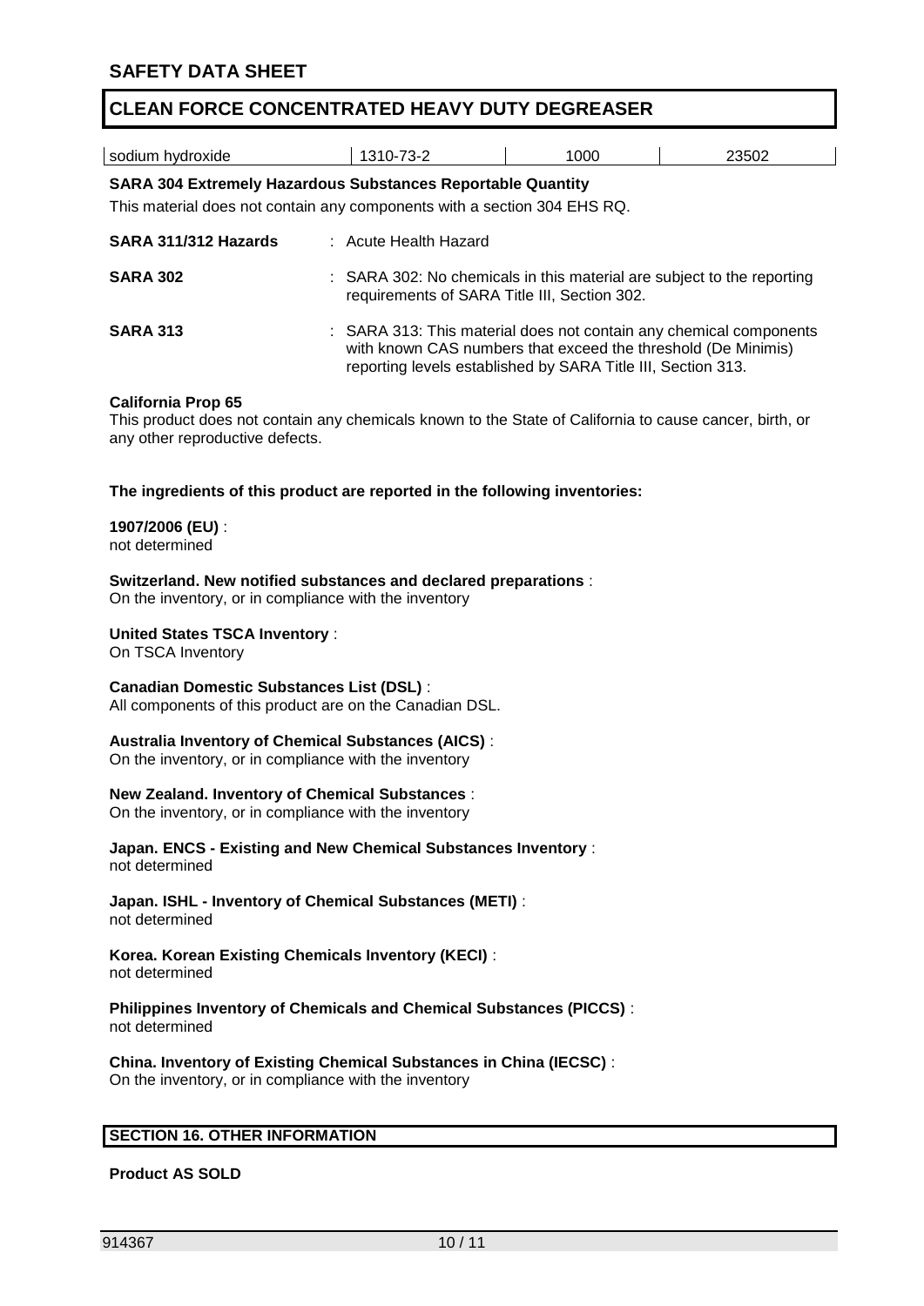| | | | |
|---|---|---|---|
| sodium hydroxide | 1310-73-2 | 1000 | 23502 |

**SARA 304 Extremely Hazardous Substances Reportable Quantity**

This material does not contain any components with a section 304 EHS RQ.

**SARA 311/312 Hazards** : Acute Health Hazard

**SARA 302** : SARA 302: No chemicals in this material are subject to the reporting requirements of SARA Title III, Section 302.

**SARA 313** : SARA 313: This material does not contain any chemical components with known CAS numbers that exceed the threshold (De Minimis) reporting levels established by SARA Title III, Section 313.

**California Prop 65**

This product does not contain any chemicals known to the State of California to cause cancer, birth, or any other reproductive defects.

**The ingredients of this product are reported in the following inventories:**

**1907/2006 (EU)** :
not determined

**Switzerland. New notified substances and declared preparations** :
On the inventory, or in compliance with the inventory

**United States TSCA Inventory** :
On TSCA Inventory

**Canadian Domestic Substances List (DSL)** :
All components of this product are on the Canadian DSL.

**Australia Inventory of Chemical Substances (AICS)** :
On the inventory, or in compliance with the inventory

**New Zealand. Inventory of Chemical Substances** :
On the inventory, or in compliance with the inventory

**Japan. ENCS - Existing and New Chemical Substances Inventory** :
not determined

**Japan. ISHL - Inventory of Chemical Substances (METI)** :
not determined

**Korea. Korean Existing Chemicals Inventory (KECI)** :
not determined

**Philippines Inventory of Chemicals and Chemical Substances (PICCS)** :
not determined

**China. Inventory of Existing Chemical Substances in China (IECSC)** :
On the inventory, or in compliance with the inventory

## SECTION 16. OTHER INFORMATION

**Product AS SOLD**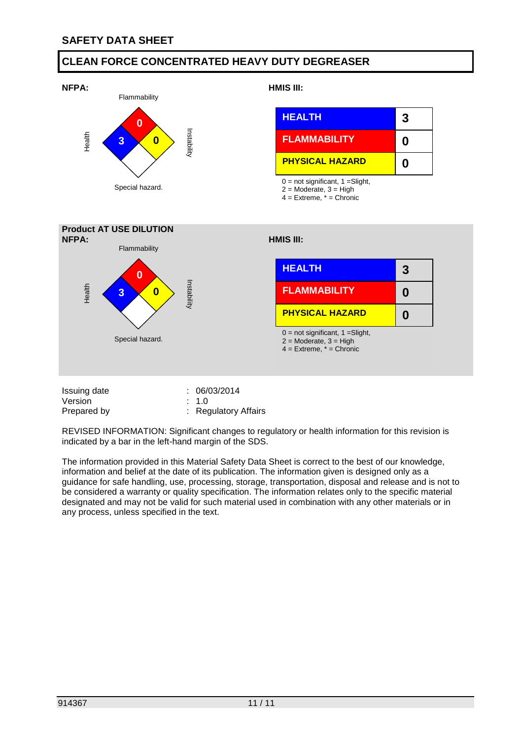## SAFETY DATA SHEET

## CLEAN FORCE CONCENTRATED HEAVY DUTY DEGREASER

**NFPA:**

Flammability: 0
Health: 3
Instability: 0
Special hazard.

**HMIS III:**

| | |
|---|---|
| HEALTH | 3 |
| FLAMMABILITY | 0 |
| PHYSICAL HAZARD | 0 |

0 = not significant, 1 =Slight,
2 = Moderate, 3 = High
4 = Extreme, * = Chronic

**Product AT USE DILUTION**

**NFPA:**

Flammability: 0
Health: 3
Instability: 0
Special hazard.

**HMIS III:**

| | |
|---|---|
| HEALTH | 3 |
| FLAMMABILITY | 0 |
| PHYSICAL HAZARD | 0 |

0 = not significant, 1 =Slight,
2 = Moderate, 3 = High
4 = Extreme, * = Chronic

Issuing date : 06/03/2014
Version : 1.0
Prepared by : Regulatory Affairs

REVISED INFORMATION: Significant changes to regulatory or health information for this revision is indicated by a bar in the left-hand margin of the SDS.

The information provided in this Material Safety Data Sheet is correct to the best of our knowledge, information and belief at the date of its publication. The information given is designed only as a guidance for safe handling, use, processing, storage, transportation, disposal and release and is not to be considered a warranty or quality specification. The information relates only to the specific material designated and may not be valid for such material used in combination with any other materials or in any process, unless specified in the text.